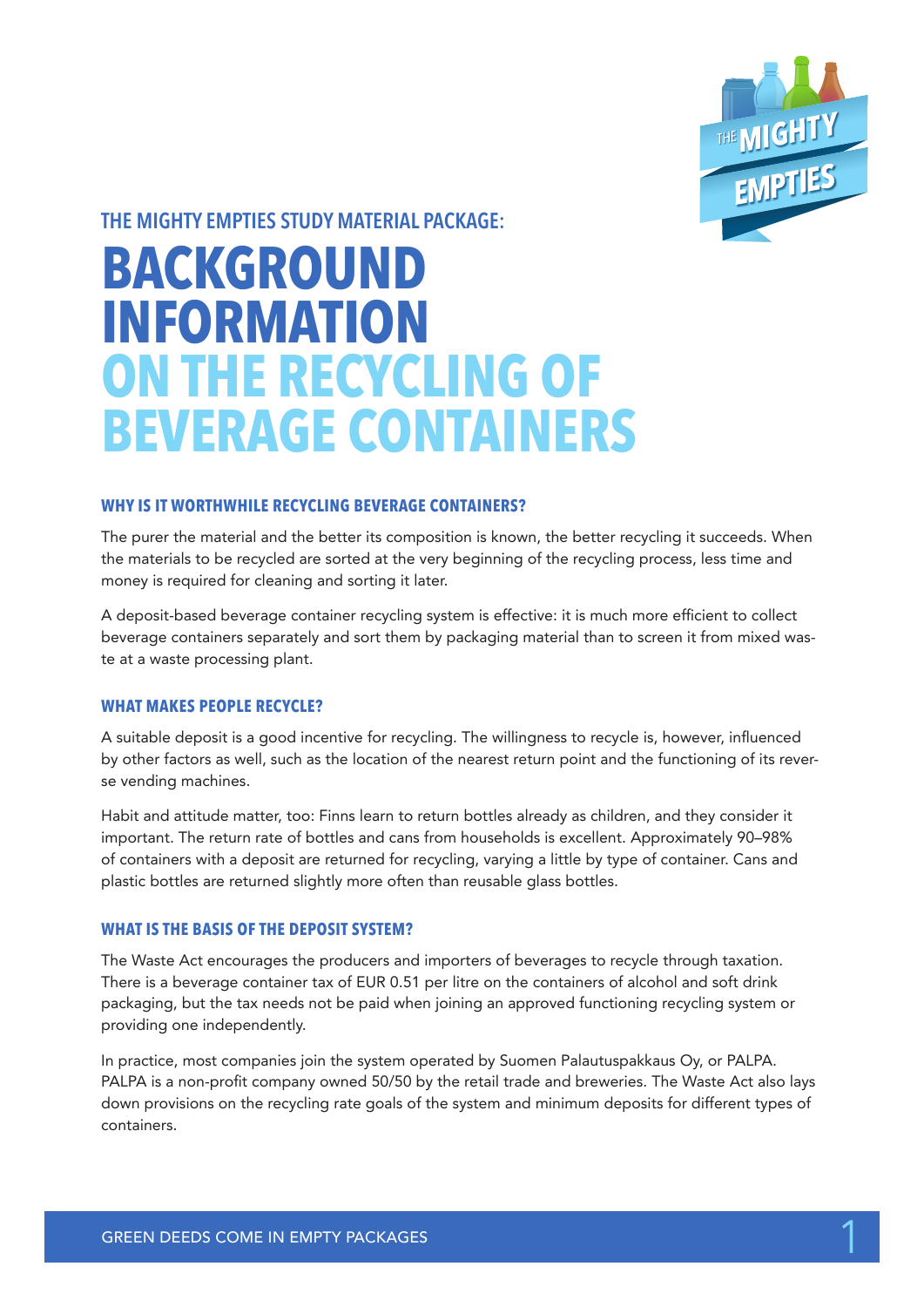THE MIGHTY EMPTIES STUDY MATERIAL PACKAGE:

# BACKGROUND INFORMATION ON THE RECYCLING OF BEVERAGE CONTAINERS

## WHY IS IT WORTHWHILE RECYCLING BEVERAGE CONTAINERS?

The purer the material and the better its composition is known, the better recycling it succeeds. When the materials to be recycled are sorted at the very beginning of the recycling process, less time and money is required for cleaning and sorting it later.

A deposit-based beverage container recycling system is effective: it is much more efficient to collect beverage containers separately and sort them by packaging material than to screen it from mixed waste at a waste processing plant.

## WHAT MAKES PEOPLE RECYCLE?

A suitable deposit is a good incentive for recycling. The willingness to recycle is, however, influenced by other factors as well, such as the location of the nearest return point and the functioning of its reverse vending machines.

Habit and attitude matter, too: Finns learn to return bottles already as children, and they consider it important. The return rate of bottles and cans from households is excellent. Approximately 90–98% of containers with a deposit are returned for recycling, varying a little by type of container. Cans and plastic bottles are returned slightly more often than reusable glass bottles.

## WHAT IS THE BASIS OF THE DEPOSIT SYSTEM?

The Waste Act encourages the producers and importers of beverages to recycle through taxation. There is a beverage container tax of EUR 0.51 per litre on the containers of alcohol and soft drink packaging, but the tax needs not be paid when joining an approved functioning recycling system or providing one independently.

In practice, most companies join the system operated by Suomen Palautuspakkaus Oy, or PALPA. PALPA is a non-profit company owned 50/50 by the retail trade and breweries. The Waste Act also lays down provisions on the recycling rate goals of the system and minimum deposits for different types of containers.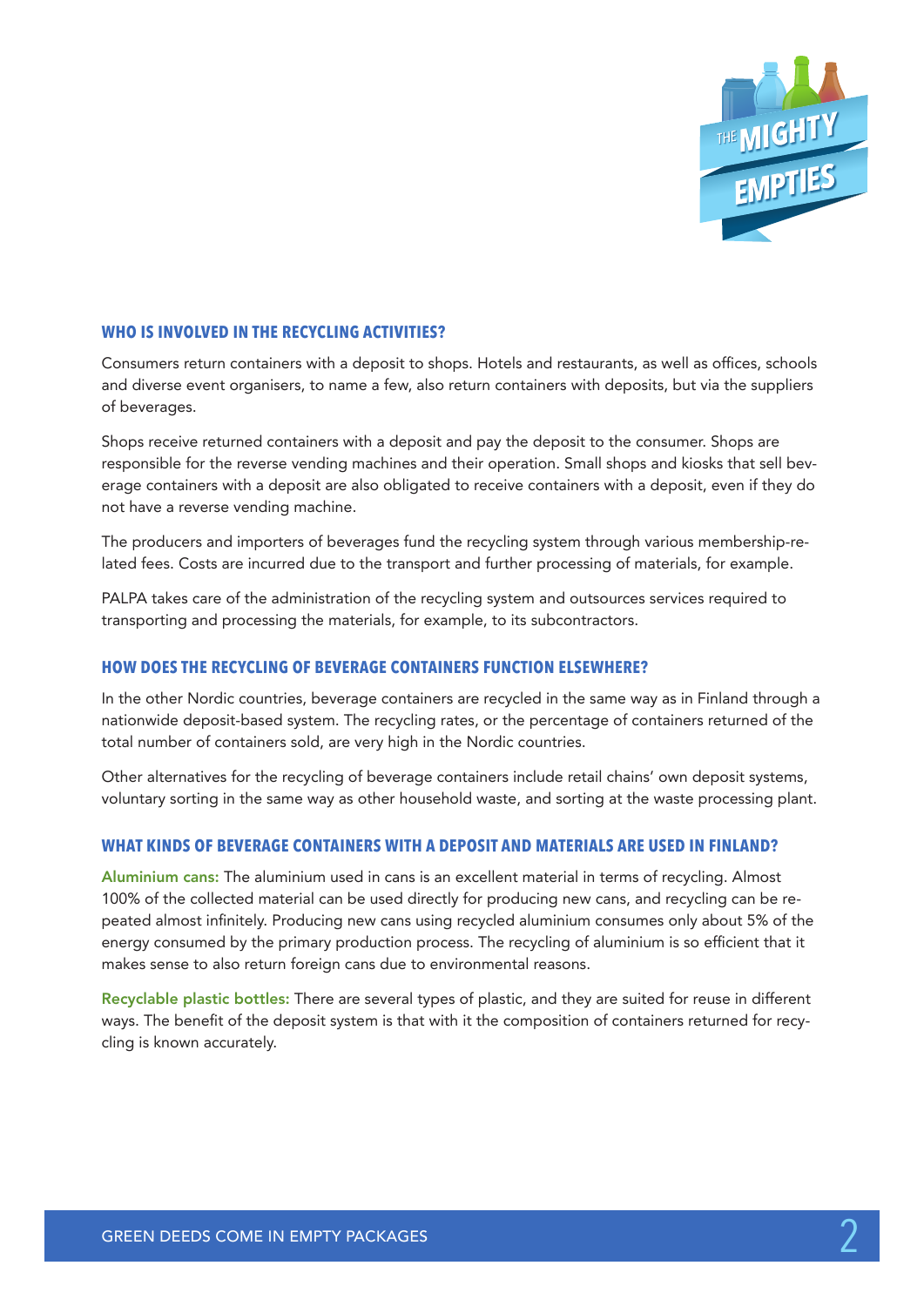## WHO IS INVOLVED IN THE RECYCLING ACTIVITIES?

Consumers return containers with a deposit to shops. Hotels and restaurants, as well as offices, schools and diverse event organisers, to name a few, also return containers with deposits, but via the suppliers of beverages.

Shops receive returned containers with a deposit and pay the deposit to the consumer. Shops are responsible for the reverse vending machines and their operation. Small shops and kiosks that sell beverage containers with a deposit are also obligated to receive containers with a deposit, even if they do not have a reverse vending machine.

The producers and importers of beverages fund the recycling system through various membership-related fees. Costs are incurred due to the transport and further processing of materials, for example.

PALPA takes care of the administration of the recycling system and outsources services required to transporting and processing the materials, for example, to its subcontractors.

## HOW DOES THE RECYCLING OF BEVERAGE CONTAINERS FUNCTION ELSEWHERE?

In the other Nordic countries, beverage containers are recycled in the same way as in Finland through a nationwide deposit-based system. The recycling rates, or the percentage of containers returned of the total number of containers sold, are very high in the Nordic countries.

Other alternatives for the recycling of beverage containers include retail chains' own deposit systems, voluntary sorting in the same way as other household waste, and sorting at the waste processing plant.

## WHAT KINDS OF BEVERAGE CONTAINERS WITH A DEPOSIT AND MATERIALS ARE USED IN FINLAND?

**Aluminium cans:** The aluminium used in cans is an excellent material in terms of recycling. Almost 100% of the collected material can be used directly for producing new cans, and recycling can be repeated almost infinitely. Producing new cans using recycled aluminium consumes only about 5% of the energy consumed by the primary production process. The recycling of aluminium is so efficient that it makes sense to also return foreign cans due to environmental reasons.

**Recyclable plastic bottles:** There are several types of plastic, and they are suited for reuse in different ways. The benefit of the deposit system is that with it the composition of containers returned for recycling is known accurately.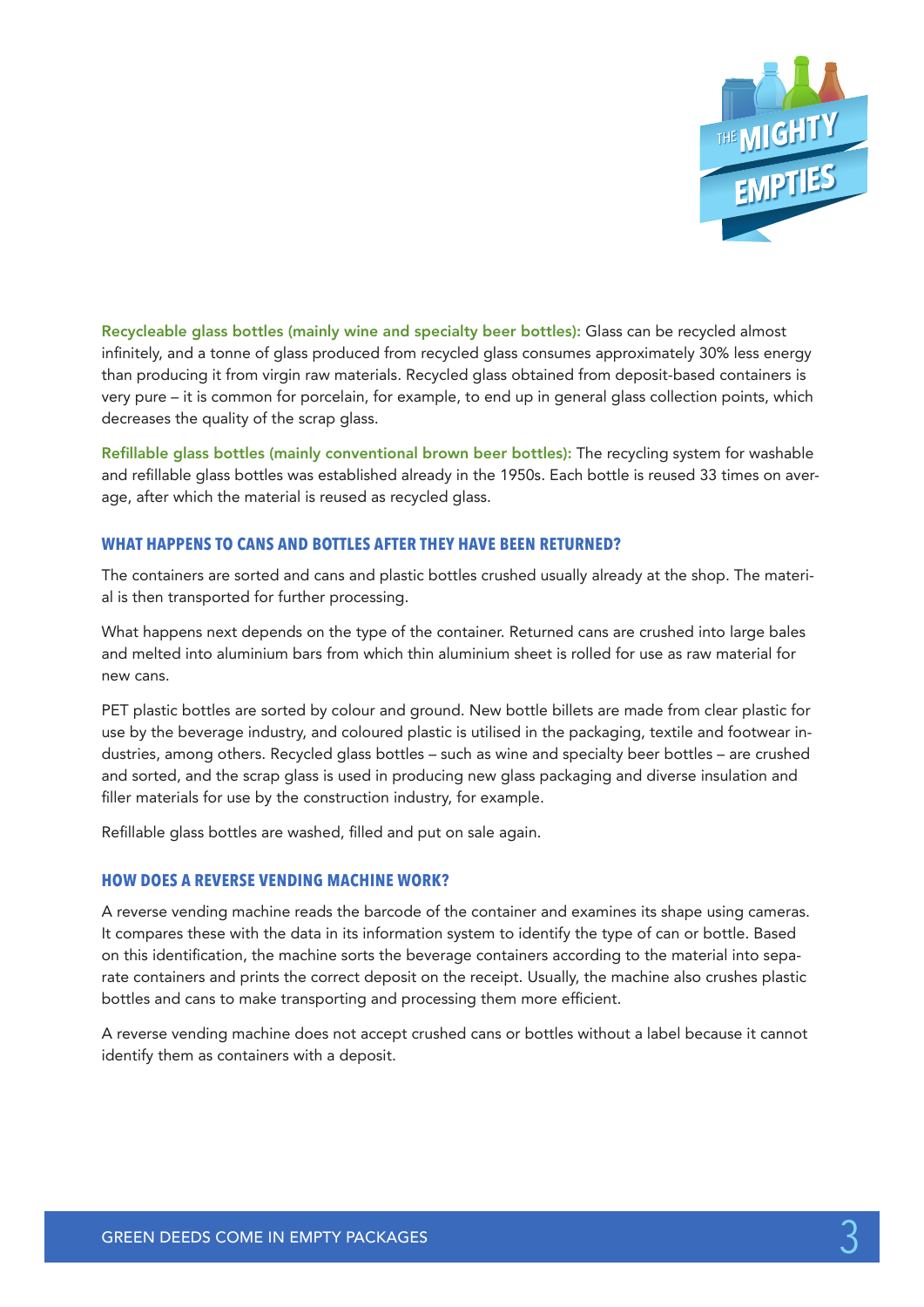**Recycleable glass bottles (mainly wine and specialty beer bottles):** Glass can be recycled almost infinitely, and a tonne of glass produced from recycled glass consumes approximately 30% less energy than producing it from virgin raw materials. Recycled glass obtained from deposit-based containers is very pure – it is common for porcelain, for example, to end up in general glass collection points, which decreases the quality of the scrap glass.

**Refillable glass bottles (mainly conventional brown beer bottles):** The recycling system for washable and refillable glass bottles was established already in the 1950s. Each bottle is reused 33 times on average, after which the material is reused as recycled glass.

## WHAT HAPPENS TO CANS AND BOTTLES AFTER THEY HAVE BEEN RETURNED?

The containers are sorted and cans and plastic bottles crushed usually already at the shop. The material is then transported for further processing.

What happens next depends on the type of the container. Returned cans are crushed into large bales and melted into aluminium bars from which thin aluminium sheet is rolled for use as raw material for new cans.

PET plastic bottles are sorted by colour and ground. New bottle billets are made from clear plastic for use by the beverage industry, and coloured plastic is utilised in the packaging, textile and footwear industries, among others. Recycled glass bottles – such as wine and specialty beer bottles – are crushed and sorted, and the scrap glass is used in producing new glass packaging and diverse insulation and filler materials for use by the construction industry, for example.

Refillable glass bottles are washed, filled and put on sale again.

## HOW DOES A REVERSE VENDING MACHINE WORK?

A reverse vending machine reads the barcode of the container and examines its shape using cameras. It compares these with the data in its information system to identify the type of can or bottle. Based on this identification, the machine sorts the beverage containers according to the material into separate containers and prints the correct deposit on the receipt. Usually, the machine also crushes plastic bottles and cans to make transporting and processing them more efficient.

A reverse vending machine does not accept crushed cans or bottles without a label because it cannot identify them as containers with a deposit.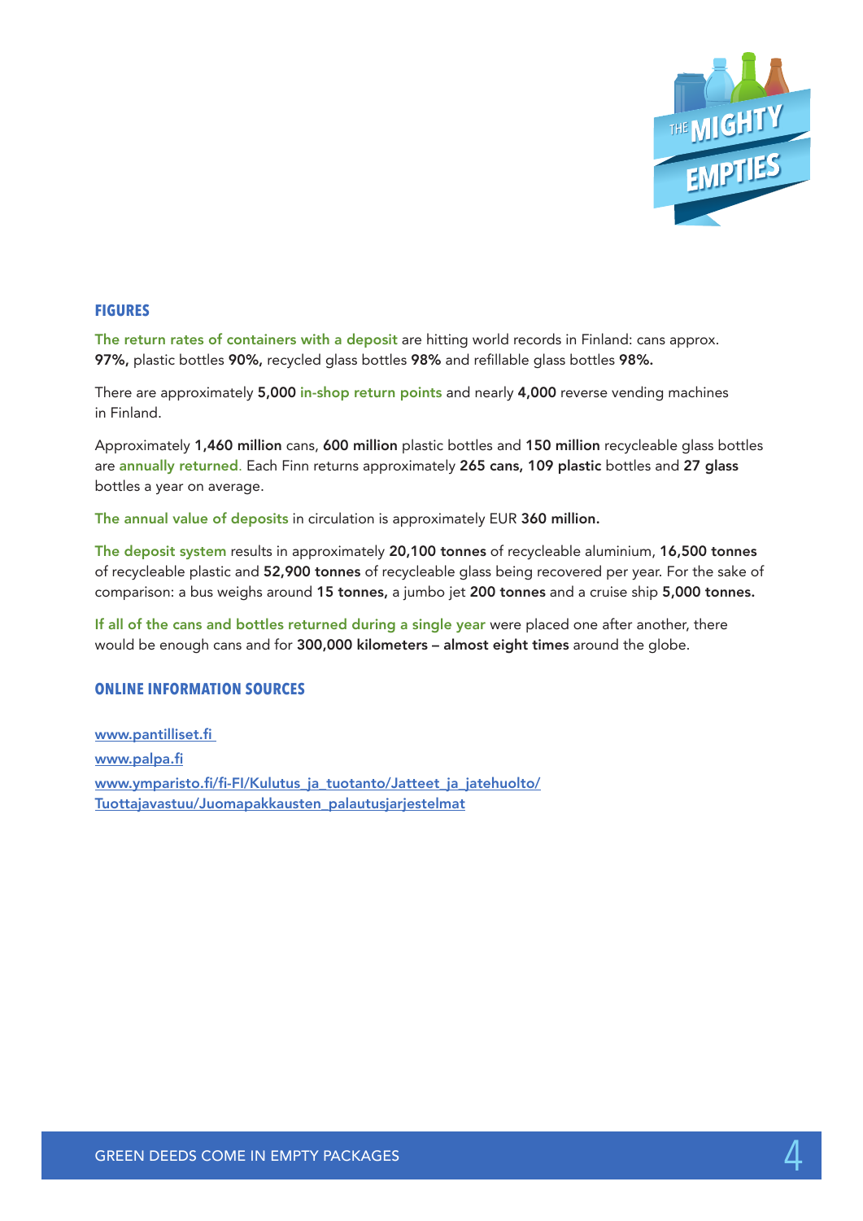## FIGURES

The return rates of containers with a deposit are hitting world records in Finland: cans approx. **97%,** plastic bottles **90%,** recycled glass bottles **98%** and refillable glass bottles **98%.**

There are approximately **5,000** in-shop return points and nearly **4,000** reverse vending machines in Finland.

Approximately **1,460 million** cans, **600 million** plastic bottles and **150 million** recycleable glass bottles are annually returned. Each Finn returns approximately **265 cans, 109 plastic** bottles and **27 glass** bottles a year on average.

The annual value of deposits in circulation is approximately EUR **360 million.**

The deposit system results in approximately **20,100 tonnes** of recycleable aluminium, **16,500 tonnes** of recycleable plastic and **52,900 tonnes** of recycleable glass being recovered per year. For the sake of comparison: a bus weighs around **15 tonnes,** a jumbo jet **200 tonnes** and a cruise ship **5,000 tonnes.**

If all of the cans and bottles returned during a single year were placed one after another, there would be enough cans and for **300,000 kilometers – almost eight times** around the globe.

## ONLINE INFORMATION SOURCES

www.pantilliset.fi

www.palpa.fi

www.ymparisto.fi/fi-FI/Kulutus_ja_tuotanto/Jatteet_ja_jatehuolto/Tuottajavastuu/Juomapakkausten_palautusjarjestelmat